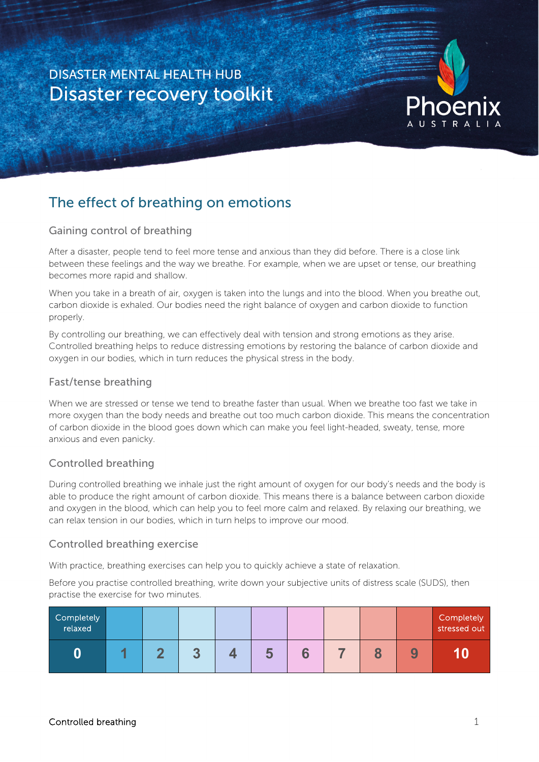DISASTER MENTAL HEALTH HUB

# Disaster recovery toolkit

Phoenix AUSTRALIA

## The effect of breathing on emotions

### Gaining control of breathing

After a disaster, people tend to feel more tense and anxious than they did before. There is a close link between these feelings and the way we breathe. For example, when we are upset or tense, our breathing becomes more rapid and shallow.

When you take in a breath of air, oxygen is taken into the lungs and into the blood. When you breathe out, carbon dioxide is exhaled. Our bodies need the right balance of oxygen and carbon dioxide to function properly.

By controlling our breathing, we can effectively deal with tension and strong emotions as they arise. Controlled breathing helps to reduce distressing emotions by restoring the balance of carbon dioxide and oxygen in our bodies, which in turn reduces the physical stress in the body.

### Fast/tense breathing

When we are stressed or tense we tend to breathe faster than usual. When we breathe too fast we take in more oxygen than the body needs and breathe out too much carbon dioxide. This means the concentration of carbon dioxide in the blood goes down which can make you feel light-headed, sweaty, tense, more anxious and even panicky.

### Controlled breathing

During controlled breathing we inhale just the right amount of oxygen for our body's needs and the body is able to produce the right amount of carbon dioxide. This means there is a balance between carbon dioxide and oxygen in the blood, which can help you to feel more calm and relaxed. By relaxing our breathing, we can relax tension in our bodies, which in turn helps to improve our mood.

### Controlled breathing exercise

With practice, breathing exercises can help you to quickly achieve a state of relaxation.

Before you practise controlled breathing, write down your subjective units of distress scale (SUDS), then practise the exercise for two minutes.

| Completely relaxed | | | | | | | | | | Completely stressed out |
|---|---|---|---|---|---|---|---|---|---|---|
| **0** | **1** | **2** | **3** | **4** | **5** | **6** | **7** | **8** | **9** | **10** |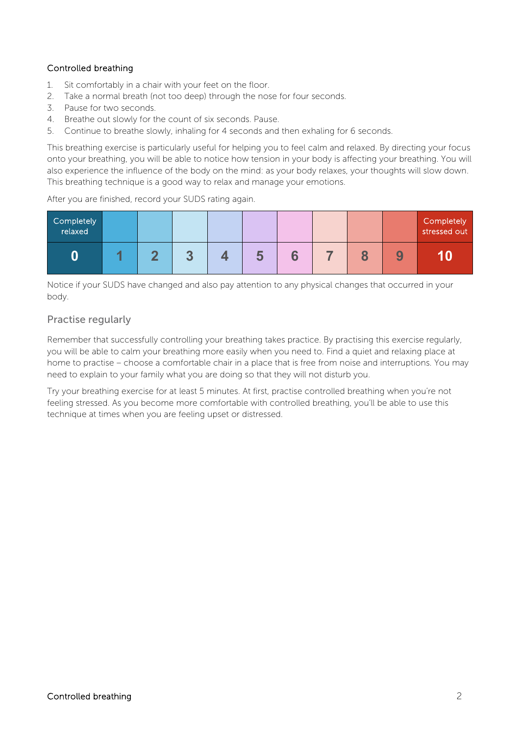Controlled breathing

1. Sit comfortably in a chair with your feet on the floor.
2. Take a normal breath (not too deep) through the nose for four seconds.
3. Pause for two seconds.
4. Breathe out slowly for the count of six seconds. Pause.
5. Continue to breathe slowly, inhaling for 4 seconds and then exhaling for 6 seconds.

This breathing exercise is particularly useful for helping you to feel calm and relaxed. By directing your focus onto your breathing, you will be able to notice how tension in your body is affecting your breathing. You will also experience the influence of the body on the mind: as your body relaxes, your thoughts will slow down. This breathing technique is a good way to relax and manage your emotions.

After you are finished, record your SUDS rating again.

| Completely relaxed | | | | | | | | | | Completely stressed out |
|---|---|---|---|---|---|---|---|---|---|---|
| **0** | **1** | **2** | **3** | **4** | **5** | **6** | **7** | **8** | **9** | **10** |

Notice if your SUDS have changed and also pay attention to any physical changes that occurred in your body.

## Practise regularly

Remember that successfully controlling your breathing takes practice. By practising this exercise regularly, you will be able to calm your breathing more easily when you need to. Find a quiet and relaxing place at home to practise – choose a comfortable chair in a place that is free from noise and interruptions. You may need to explain to your family what you are doing so that they will not disturb you.

Try your breathing exercise for at least 5 minutes. At first, practise controlled breathing when you're not feeling stressed. As you become more comfortable with controlled breathing, you'll be able to use this technique at times when you are feeling upset or distressed.